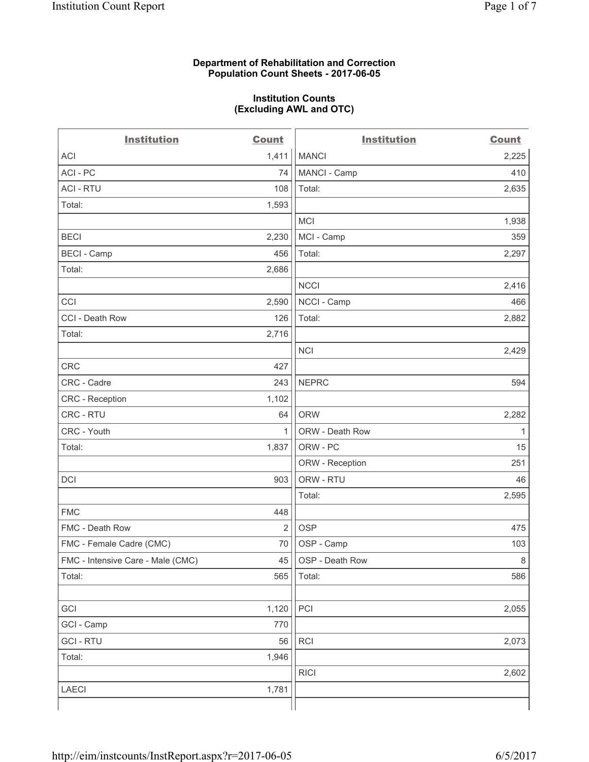**Department of Rehabilitation and Correction**
**Population Count Sheets - 2017-06-05**

**Institution Counts**
**(Excluding AWL and OTC)**

| Institution | Count | Institution | Count |
|---|---|---|---|
| ACI | 1,411 | MANCI | 2,225 |
| ACI - PC | 74 | MANCI - Camp | 410 |
| ACI - RTU | 108 | Total: | 2,635 |
| Total: | 1,593 | | |
| | | MCI | 1,938 |
| BECI | 2,230 | MCI - Camp | 359 |
| BECI - Camp | 456 | Total: | 2,297 |
| Total: | 2,686 | | |
| | | NCCI | 2,416 |
| CCI | 2,590 | NCCI - Camp | 466 |
| CCI - Death Row | 126 | Total: | 2,882 |
| Total: | 2,716 | | |
| | | NCI | 2,429 |
| CRC | 427 | | |
| CRC - Cadre | 243 | NEPRC | 594 |
| CRC - Reception | 1,102 | | |
| CRC - RTU | 64 | ORW | 2,282 |
| CRC - Youth | 1 | ORW - Death Row | 1 |
| Total: | 1,837 | ORW - PC | 15 |
| | | ORW - Reception | 251 |
| DCI | 903 | ORW - RTU | 46 |
| | | Total: | 2,595 |
| FMC | 448 | | |
| FMC - Death Row | 2 | OSP | 475 |
| FMC - Female Cadre (CMC) | 70 | OSP - Camp | 103 |
| FMC - Intensive Care - Male (CMC) | 45 | OSP - Death Row | 8 |
| Total: | 565 | Total: | 586 |
| | | | |
| GCI | 1,120 | PCI | 2,055 |
| GCI - Camp | 770 | | |
| GCI - RTU | 56 | RCI | 2,073 |
| Total: | 1,946 | | |
| | | RICI | 2,602 |
| LAECI | 1,781 | | |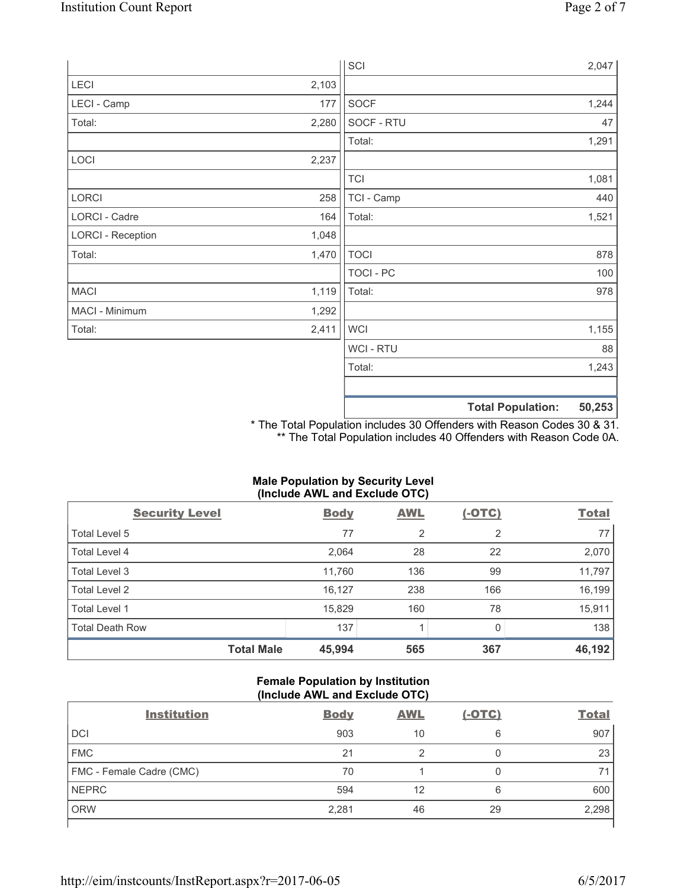| | | | |
|---|---|---|---|
| | | SCI | 2,047 |
| LECI | 2,103 | | |
| LECI - Camp | 177 | SOCF | 1,244 |
| Total: | 2,280 | SOCF - RTU | 47 |
| | | Total: | 1,291 |
| LOCI | 2,237 | | |
| | | TCI | 1,081 |
| LORCI | 258 | TCI - Camp | 440 |
| LORCI - Cadre | 164 | Total: | 1,521 |
| LORCI - Reception | 1,048 | | |
| Total: | 1,470 | TOCI | 878 |
| | | TOCI - PC | 100 |
| MACI | 1,119 | Total: | 978 |
| MACI - Minimum | 1,292 | | |
| Total: | 2,411 | WCI | 1,155 |
| | | WCI - RTU | 88 |
| | | Total: | 1,243 |
| | | | |
| | | **Total Population:** | **50,253** |

\* The Total Population includes 30 Offenders with Reason Codes 30 & 31.
\*\* The Total Population includes 40 Offenders with Reason Code 0A.

**Male Population by Security Level (Include AWL and Exclude OTC)**

| Security Level | Body | AWL | (-OTC) | Total |
|---|---|---|---|---|
| Total Level 5 | 77 | 2 | 2 | 77 |
| Total Level 4 | 2,064 | 28 | 22 | 2,070 |
| Total Level 3 | 11,760 | 136 | 99 | 11,797 |
| Total Level 2 | 16,127 | 238 | 166 | 16,199 |
| Total Level 1 | 15,829 | 160 | 78 | 15,911 |
| Total Death Row | 137 | 1 | 0 | 138 |
| **Total Male** | **45,994** | **565** | **367** | **46,192** |

**Female Population by Institution (Include AWL and Exclude OTC)**

| Institution | Body | AWL | (-OTC) | Total |
|---|---|---|---|---|
| DCI | 903 | 10 | 6 | 907 |
| FMC | 21 | 2 | 0 | 23 |
| FMC - Female Cadre (CMC) | 70 | 1 | 0 | 71 |
| NEPRC | 594 | 12 | 6 | 600 |
| ORW | 2,281 | 46 | 29 | 2,298 |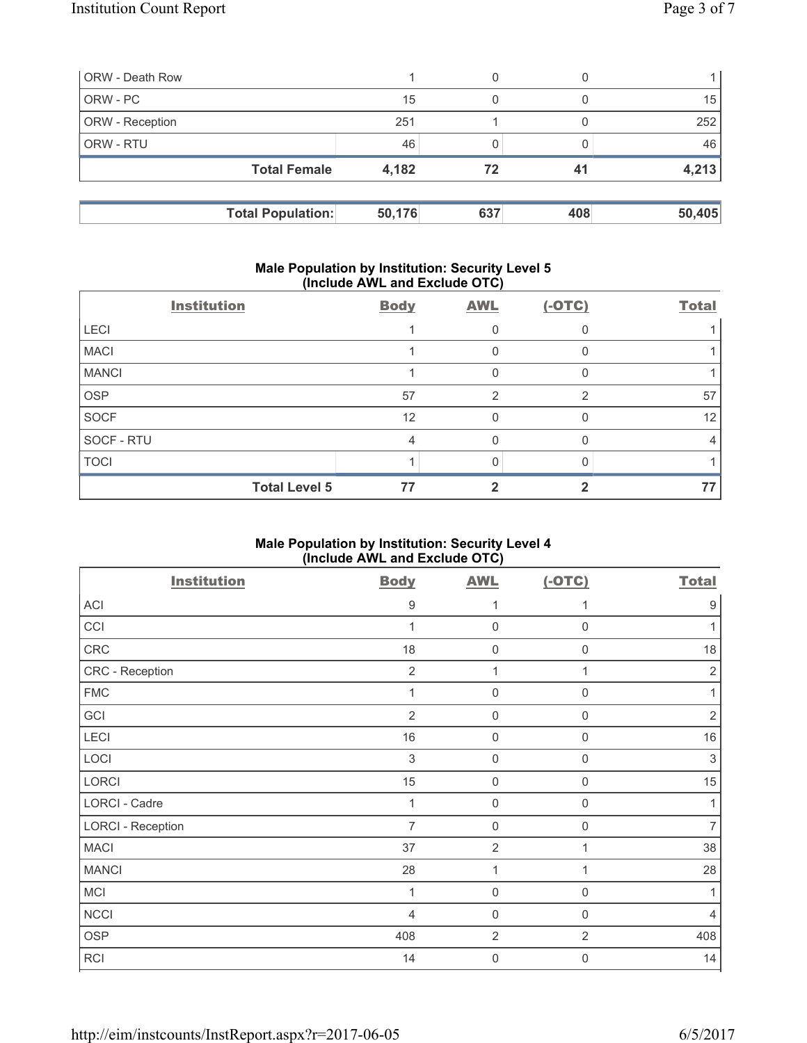| | | | | |
|---|---|---|---|---|
| ORW - Death Row | 1 | 0 | 0 | 1 |
| ORW - PC | 15 | 0 | 0 | 15 |
| ORW - Reception | 251 | 1 | 0 | 252 |
| ORW - RTU | 46 | 0 | 0 | 46 |
| **Total Female** | **4,182** | **72** | **41** | **4,213** |

| | | | | |
|---|---|---|---|---|
| **Total Population:** | **50,176** | **637** | **408** | **50,405** |

### Male Population by Institution: Security Level 5 (Include AWL and Exclude OTC)

| Institution | Body | AWL | (-OTC) | Total |
|---|---|---|---|---|
| LECI | 1 | 0 | 0 | 1 |
| MACI | 1 | 0 | 0 | 1 |
| MANCI | 1 | 0 | 0 | 1 |
| OSP | 57 | 2 | 2 | 57 |
| SOCF | 12 | 0 | 0 | 12 |
| SOCF - RTU | 4 | 0 | 0 | 4 |
| TOCI | 1 | 0 | 0 | 1 |
| **Total Level 5** | **77** | **2** | **2** | **77** |

### Male Population by Institution: Security Level 4 (Include AWL and Exclude OTC)

| Institution | Body | AWL | (-OTC) | Total |
|---|---|---|---|---|
| ACI | 9 | 1 | 1 | 9 |
| CCI | 1 | 0 | 0 | 1 |
| CRC | 18 | 0 | 0 | 18 |
| CRC - Reception | 2 | 1 | 1 | 2 |
| FMC | 1 | 0 | 0 | 1 |
| GCI | 2 | 0 | 0 | 2 |
| LECI | 16 | 0 | 0 | 16 |
| LOCI | 3 | 0 | 0 | 3 |
| LORCI | 15 | 0 | 0 | 15 |
| LORCI - Cadre | 1 | 0 | 0 | 1 |
| LORCI - Reception | 7 | 0 | 0 | 7 |
| MACI | 37 | 2 | 1 | 38 |
| MANCI | 28 | 1 | 1 | 28 |
| MCI | 1 | 0 | 0 | 1 |
| NCCI | 4 | 0 | 0 | 4 |
| OSP | 408 | 2 | 2 | 408 |
| RCI | 14 | 0 | 0 | 14 |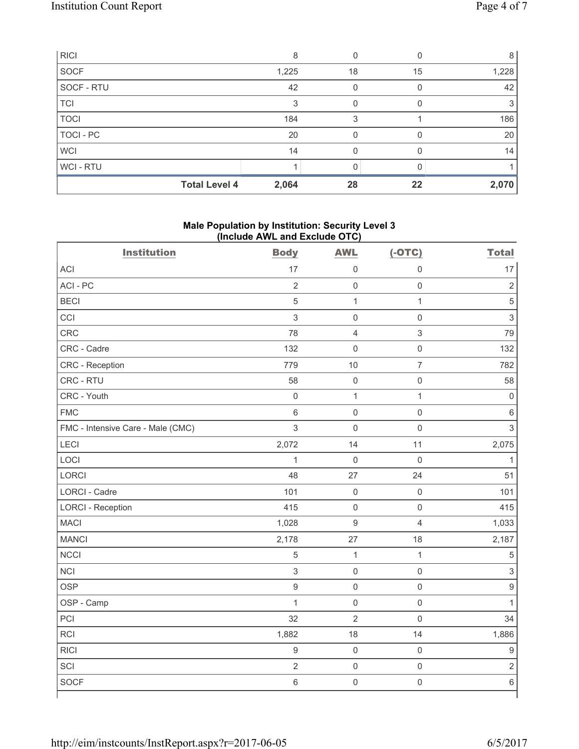| | Body | AWL | (-OTC) | Total |
|---|---|---|---|---|
| RICI | 8 | 0 | 0 | 8 |
| SOCF | 1,225 | 18 | 15 | 1,228 |
| SOCF - RTU | 42 | 0 | 0 | 42 |
| TCI | 3 | 0 | 0 | 3 |
| TOCI | 184 | 3 | 1 | 186 |
| TOCI - PC | 20 | 0 | 0 | 20 |
| WCI | 14 | 0 | 0 | 14 |
| WCI - RTU | 1 | 0 | 0 | 1 |
| **Total Level 4** | **2,064** | **28** | **22** | **2,070** |

**Male Population by Institution: Security Level 3 (Include AWL and Exclude OTC)**

| Institution | Body | AWL | (-OTC) | Total |
|---|---|---|---|---|
| ACI | 17 | 0 | 0 | 17 |
| ACI - PC | 2 | 0 | 0 | 2 |
| BECI | 5 | 1 | 1 | 5 |
| CCI | 3 | 0 | 0 | 3 |
| CRC | 78 | 4 | 3 | 79 |
| CRC - Cadre | 132 | 0 | 0 | 132 |
| CRC - Reception | 779 | 10 | 7 | 782 |
| CRC - RTU | 58 | 0 | 0 | 58 |
| CRC - Youth | 0 | 1 | 1 | 0 |
| FMC | 6 | 0 | 0 | 6 |
| FMC - Intensive Care - Male (CMC) | 3 | 0 | 0 | 3 |
| LECI | 2,072 | 14 | 11 | 2,075 |
| LOCI | 1 | 0 | 0 | 1 |
| LORCI | 48 | 27 | 24 | 51 |
| LORCI - Cadre | 101 | 0 | 0 | 101 |
| LORCI - Reception | 415 | 0 | 0 | 415 |
| MACI | 1,028 | 9 | 4 | 1,033 |
| MANCI | 2,178 | 27 | 18 | 2,187 |
| NCCI | 5 | 1 | 1 | 5 |
| NCI | 3 | 0 | 0 | 3 |
| OSP | 9 | 0 | 0 | 9 |
| OSP - Camp | 1 | 0 | 0 | 1 |
| PCI | 32 | 2 | 0 | 34 |
| RCI | 1,882 | 18 | 14 | 1,886 |
| RICI | 9 | 0 | 0 | 9 |
| SCI | 2 | 0 | 0 | 2 |
| SOCF | 6 | 0 | 0 | 6 |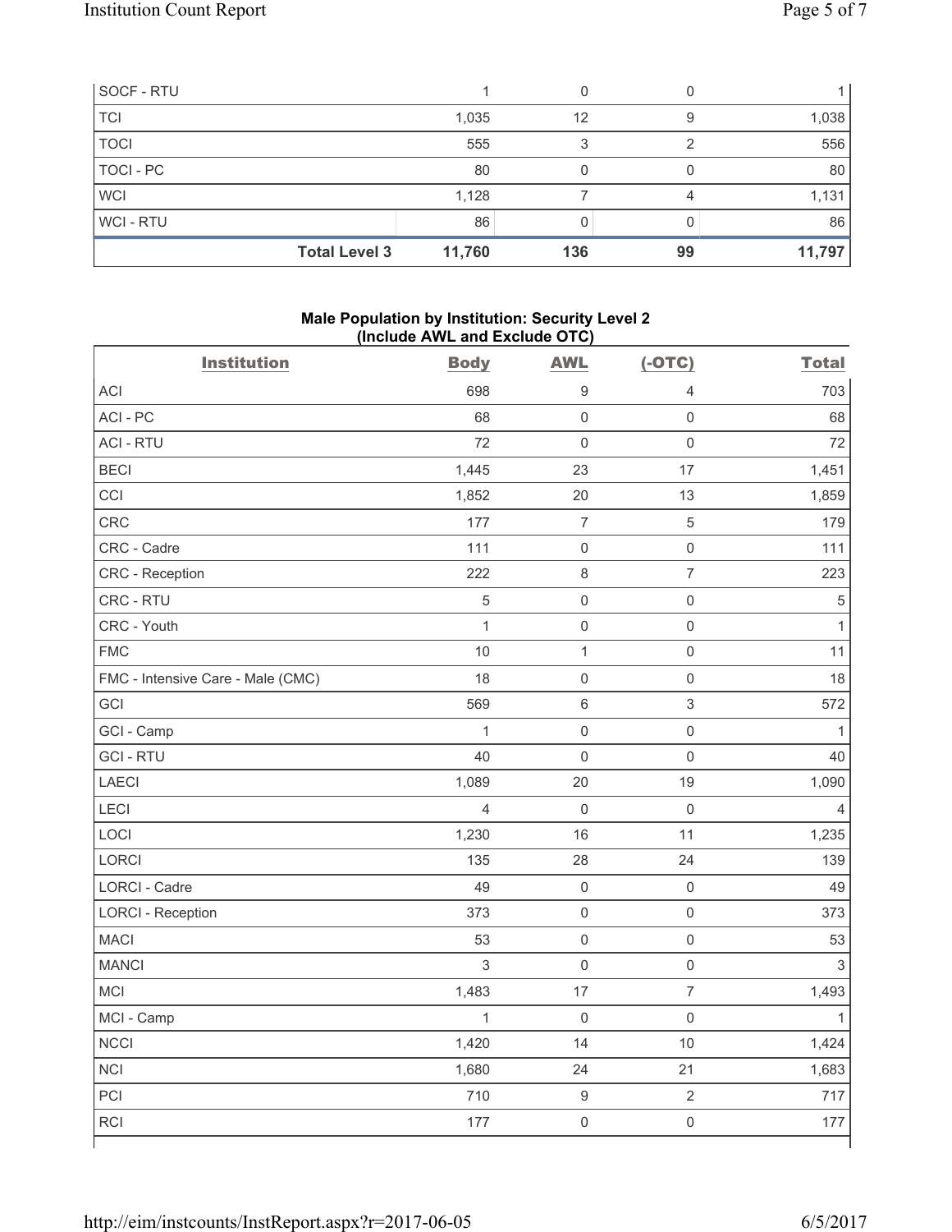| SOCF - RTU | 1 | 0 | 0 | 1 |
|---|---|---|---|---|
| TCI | 1,035 | 12 | 9 | 1,038 |
| TOCI | 555 | 3 | 2 | 556 |
| TOCI - PC | 80 | 0 | 0 | 80 |
| WCI | 1,128 | 7 | 4 | 1,131 |
| WCI - RTU | 86 | 0 | 0 | 86 |
| **Total Level 3** | **11,760** | **136** | **99** | **11,797** |

**Male Population by Institution: Security Level 2 (Include AWL and Exclude OTC)**

| Institution | Body | AWL | (-OTC) | Total |
|---|---|---|---|---|
| ACI | 698 | 9 | 4 | 703 |
| ACI - PC | 68 | 0 | 0 | 68 |
| ACI - RTU | 72 | 0 | 0 | 72 |
| BECI | 1,445 | 23 | 17 | 1,451 |
| CCI | 1,852 | 20 | 13 | 1,859 |
| CRC | 177 | 7 | 5 | 179 |
| CRC - Cadre | 111 | 0 | 0 | 111 |
| CRC - Reception | 222 | 8 | 7 | 223 |
| CRC - RTU | 5 | 0 | 0 | 5 |
| CRC - Youth | 1 | 0 | 0 | 1 |
| FMC | 10 | 1 | 0 | 11 |
| FMC - Intensive Care - Male (CMC) | 18 | 0 | 0 | 18 |
| GCI | 569 | 6 | 3 | 572 |
| GCI - Camp | 1 | 0 | 0 | 1 |
| GCI - RTU | 40 | 0 | 0 | 40 |
| LAECI | 1,089 | 20 | 19 | 1,090 |
| LECI | 4 | 0 | 0 | 4 |
| LOCI | 1,230 | 16 | 11 | 1,235 |
| LORCI | 135 | 28 | 24 | 139 |
| LORCI - Cadre | 49 | 0 | 0 | 49 |
| LORCI - Reception | 373 | 0 | 0 | 373 |
| MACI | 53 | 0 | 0 | 53 |
| MANCI | 3 | 0 | 0 | 3 |
| MCI | 1,483 | 17 | 7 | 1,493 |
| MCI - Camp | 1 | 0 | 0 | 1 |
| NCCI | 1,420 | 14 | 10 | 1,424 |
| NCI | 1,680 | 24 | 21 | 1,683 |
| PCI | 710 | 9 | 2 | 717 |
| RCI | 177 | 0 | 0 | 177 |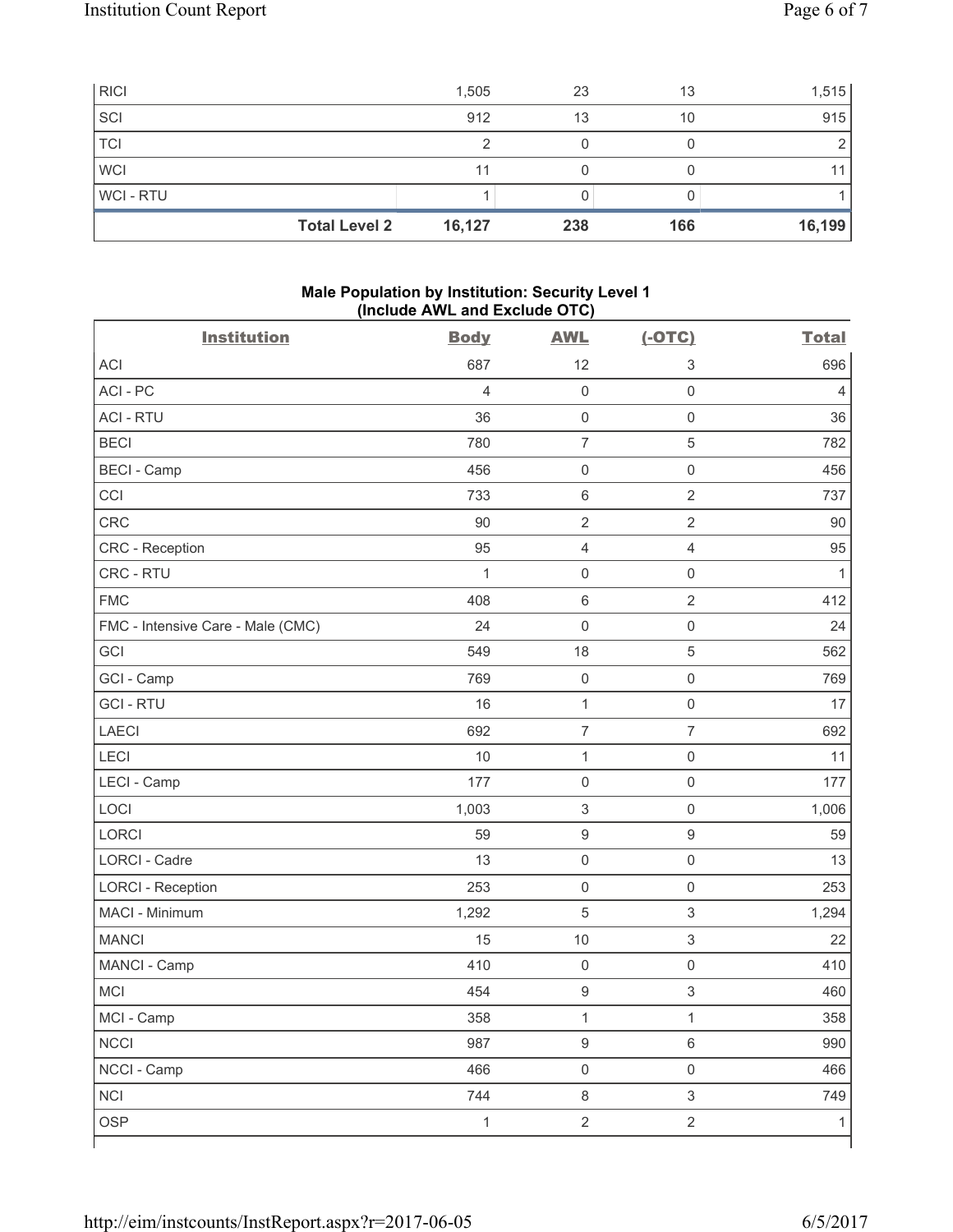| | Body | AWL | (-OTC) | Total |
|---|---|---|---|---|
| RICI | 1,505 | 23 | 13 | 1,515 |
| SCI | 912 | 13 | 10 | 915 |
| TCI | 2 | 0 | 0 | 2 |
| WCI | 11 | 0 | 0 | 11 |
| WCI - RTU | 1 | 0 | 0 | 1 |
| **Total Level 2** | **16,127** | **238** | **166** | **16,199** |

### Male Population by Institution: Security Level 1 (Include AWL and Exclude OTC)

| Institution | Body | AWL | (-OTC) | Total |
|---|---|---|---|---|
| ACI | 687 | 12 | 3 | 696 |
| ACI - PC | 4 | 0 | 0 | 4 |
| ACI - RTU | 36 | 0 | 0 | 36 |
| BECI | 780 | 7 | 5 | 782 |
| BECI - Camp | 456 | 0 | 0 | 456 |
| CCI | 733 | 6 | 2 | 737 |
| CRC | 90 | 2 | 2 | 90 |
| CRC - Reception | 95 | 4 | 4 | 95 |
| CRC - RTU | 1 | 0 | 0 | 1 |
| FMC | 408 | 6 | 2 | 412 |
| FMC - Intensive Care - Male (CMC) | 24 | 0 | 0 | 24 |
| GCI | 549 | 18 | 5 | 562 |
| GCI - Camp | 769 | 0 | 0 | 769 |
| GCI - RTU | 16 | 1 | 0 | 17 |
| LAECI | 692 | 7 | 7 | 692 |
| LECI | 10 | 1 | 0 | 11 |
| LECI - Camp | 177 | 0 | 0 | 177 |
| LOCI | 1,003 | 3 | 0 | 1,006 |
| LORCI | 59 | 9 | 9 | 59 |
| LORCI - Cadre | 13 | 0 | 0 | 13 |
| LORCI - Reception | 253 | 0 | 0 | 253 |
| MACI - Minimum | 1,292 | 5 | 3 | 1,294 |
| MANCI | 15 | 10 | 3 | 22 |
| MANCI - Camp | 410 | 0 | 0 | 410 |
| MCI | 454 | 9 | 3 | 460 |
| MCI - Camp | 358 | 1 | 1 | 358 |
| NCCI | 987 | 9 | 6 | 990 |
| NCCI - Camp | 466 | 0 | 0 | 466 |
| NCI | 744 | 8 | 3 | 749 |
| OSP | 1 | 2 | 2 | 1 |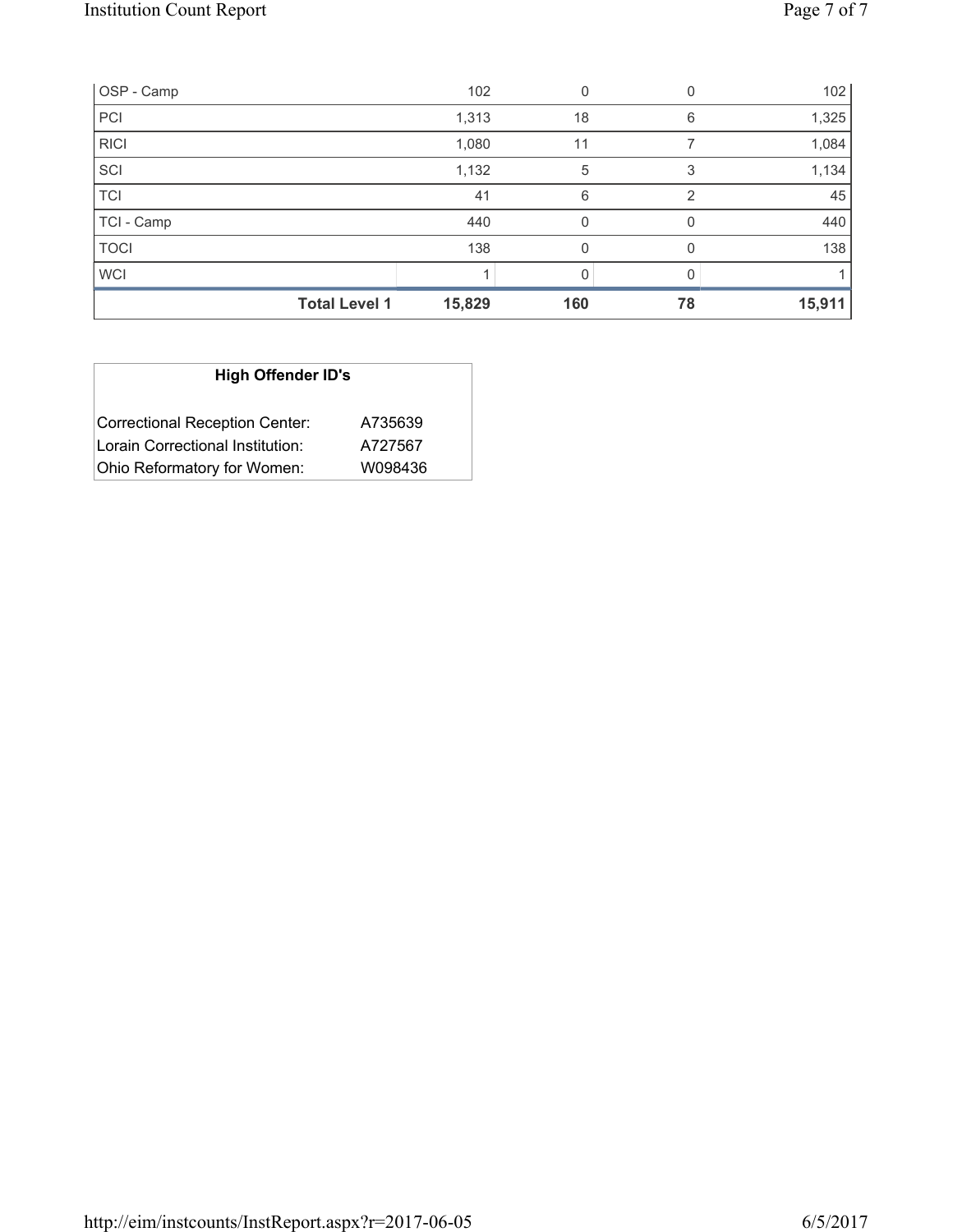| | | | | |
|---|---|---|---|---|
| OSP - Camp | 102 | 0 | 0 | 102 |
| PCI | 1,313 | 18 | 6 | 1,325 |
| RICI | 1,080 | 11 | 7 | 1,084 |
| SCI | 1,132 | 5 | 3 | 1,134 |
| TCI | 41 | 6 | 2 | 45 |
| TCI - Camp | 440 | 0 | 0 | 440 |
| TOCI | 138 | 0 | 0 | 138 |
| WCI | 1 | 0 | 0 | 1 |
| **Total Level 1** | **15,829** | **160** | **78** | **15,911** |

| **High Offender ID's** | |
|---|---|
| Correctional Reception Center: | A735639 |
| Lorain Correctional Institution: | A727567 |
| Ohio Reformatory for Women: | W098436 |